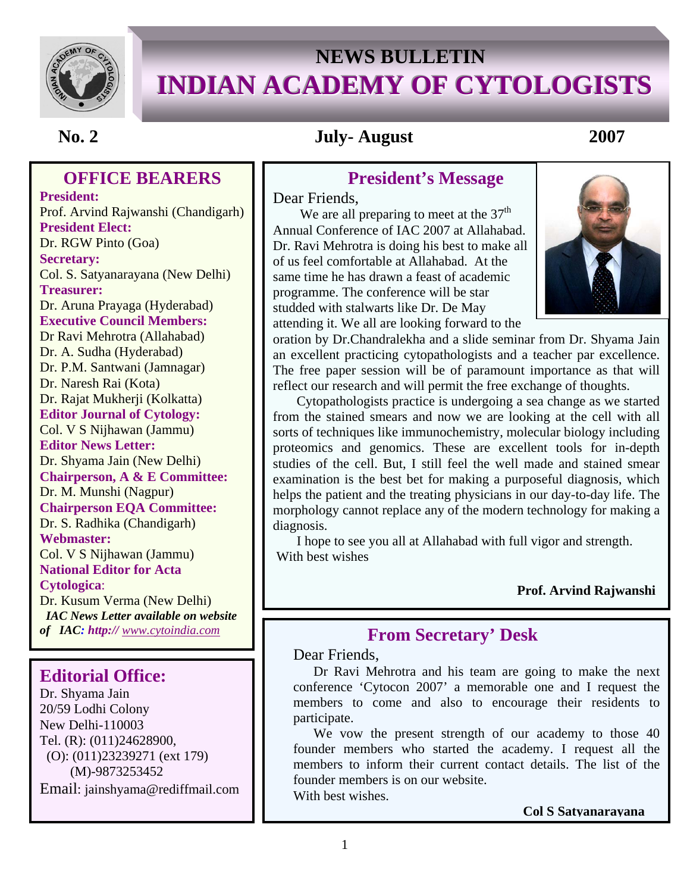# NEWS BULLETIN
# INDIAN ACADEMY OF CYTOLOGISTS

**No. 2** **July- August** **2007**

## OFFICE BEARERS

**President:**
Prof. Arvind Rajwanshi (Chandigarh)
**President Elect:**
Dr. RGW Pinto (Goa)
**Secretary:**
Col. S. Satyanarayana (New Delhi)
**Treasurer:**
Dr. Aruna Prayaga (Hyderabad)
**Executive Council Members:**
Dr Ravi Mehrotra (Allahabad)
Dr. A. Sudha (Hyderabad)
Dr. P.M. Santwani (Jamnagar)
Dr. Naresh Rai (Kota)
Dr. Rajat Mukherji (Kolkatta)
**Editor Journal of Cytology:**
Col. V S Nijhawan (Jammu)
**Editor News Letter:**
Dr. Shyama Jain (New Delhi)
**Chairperson, A & E Committee:**
Dr. M. Munshi (Nagpur)
**Chairperson EQA Committee:**
Dr. S. Radhika (Chandigarh)
**Webmaster:**
Col. V S Nijhawan (Jammu)
**National Editor for Acta Cytologica**:
Dr. Kusum Verma (New Delhi)

***IAC News Letter available on website of IAC: http://*** *www.cytoindia.com*

## Editorial Office:

Dr. Shyama Jain
20/59 Lodhi Colony
New Delhi-110003
Tel. (R): (011)24628900,
(O): (011)23239271 (ext 179)
(M)-9873253452
Email: jainshyama@rediffmail.com

## President's Message

Dear Friends,

We are all preparing to meet at the 37th Annual Conference of IAC 2007 at Allahabad. Dr. Ravi Mehrotra is doing his best to make all of us feel comfortable at Allahabad. At the same time he has drawn a feast of academic programme. The conference will be star studded with stalwarts like Dr. De May attending it. We all are looking forward to the oration by Dr.Chandralekha and a slide seminar from Dr. Shyama Jain an excellent practicing cytopathologists and a teacher par excellence. The free paper session will be of paramount importance as that will reflect our research and will permit the free exchange of thoughts.

Cytopathologists practice is undergoing a sea change as we started from the stained smears and now we are looking at the cell with all sorts of techniques like immunochemistry, molecular biology including proteomics and genomics. These are excellent tools for in-depth studies of the cell. But, I still feel the well made and stained smear examination is the best bet for making a purposeful diagnosis, which helps the patient and the treating physicians in our day-to-day life. The morphology cannot replace any of the modern technology for making a diagnosis.

I hope to see you all at Allahabad with full vigor and strength.
With best wishes

**Prof. Arvind Rajwanshi**

## From Secretary' Desk

Dear Friends,

Dr Ravi Mehrotra and his team are going to make the next conference 'Cytocon 2007' a memorable one and I request the members to come and also to encourage their residents to participate.

We vow the present strength of our academy to those 40 founder members who started the academy. I request all the members to inform their current contact details. The list of the founder members is on our website.

With best wishes.

**Col S Satyanarayana**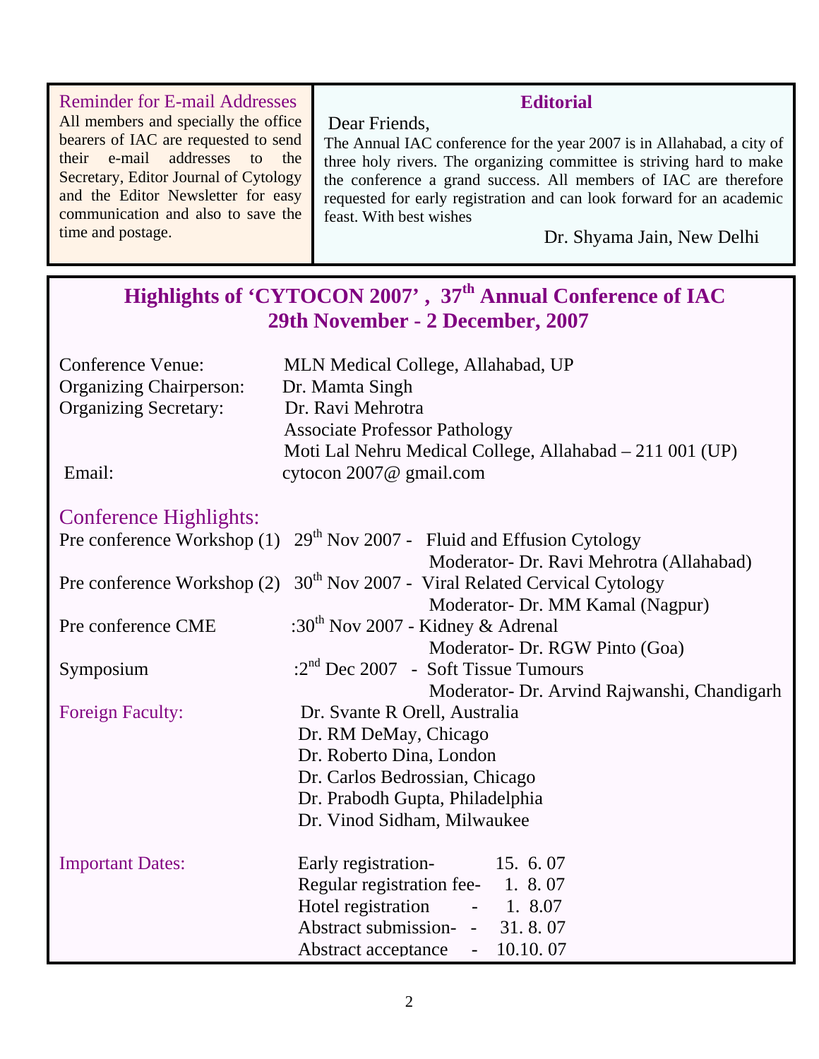### Reminder for E-mail Addresses

All members and specially the office bearers of IAC are requested to send their e-mail addresses to the Secretary, Editor Journal of Cytology and the Editor Newsletter for easy communication and also to save the time and postage.

### Editorial

Dear Friends,

The Annual IAC conference for the year 2007 is in Allahabad, a city of three holy rivers. The organizing committee is striving hard to make the conference a grand success. All members of IAC are therefore requested for early registration and can look forward for an academic feast. With best wishes

Dr. Shyama Jain, New Delhi

## Highlights of 'CYTOCON 2007' , 37th Annual Conference of IAC
## 29th November - 2 December, 2007

Conference Venue: MLN Medical College, Allahabad, UP

Organizing Chairperson: Dr. Mamta Singh

Organizing Secretary: Dr. Ravi Mehrotra
Associate Professor Pathology
Moti Lal Nehru Medical College, Allahabad – 211 001 (UP)

Email: cytocon 2007@ gmail.com

### Conference Highlights:

Pre conference Workshop (1) 29th Nov 2007 - Fluid and Effusion Cytology
Moderator- Dr. Ravi Mehrotra (Allahabad)

Pre conference Workshop (2) 30th Nov 2007 - Viral Related Cervical Cytology
Moderator- Dr. MM Kamal (Nagpur)

Pre conference CME :30th Nov 2007 - Kidney & Adrenal
Moderator- Dr. RGW Pinto (Goa)

Symposium :2nd Dec 2007 - Soft Tissue Tumours
Moderator- Dr. Arvind Rajwanshi, Chandigarh

**Foreign Faculty:**

Dr. Svante R Orell, Australia
Dr. RM DeMay, Chicago
Dr. Roberto Dina, London
Dr. Carlos Bedrossian, Chicago
Dr. Prabodh Gupta, Philadelphia
Dr. Vinod Sidham, Milwaukee

**Important Dates:**

Early registration- 15. 6. 07
Regular registration fee- 1. 8. 07
Hotel registration - 1. 8.07
Abstract submission- - 31. 8. 07
Abstract acceptance - 10.10. 07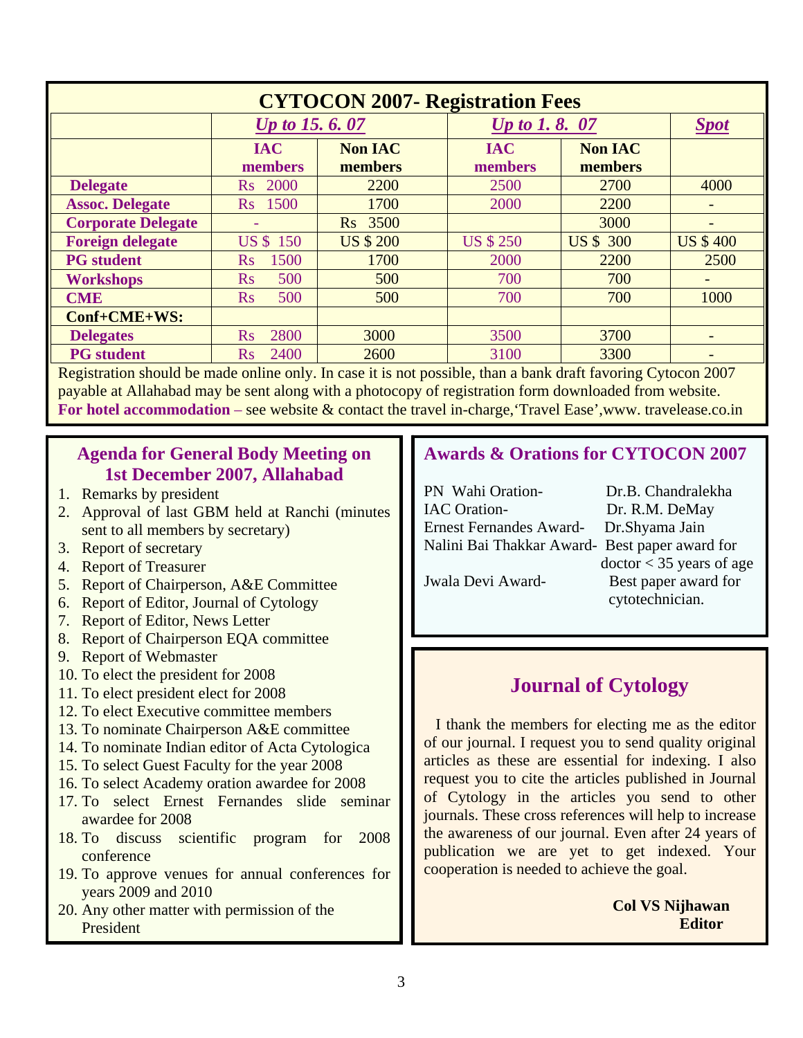## CYTOCON 2007- Registration Fees

| | *Up to 15. 6. 07* | | *Up to 1. 8. 07* | | *Spot* |
|---|---|---|---|---|---|
| | **IAC members** | **Non IAC members** | **IAC members** | **Non IAC members** | |
| **Delegate** | Rs 2000 | 2200 | 2500 | 2700 | 4000 |
| **Assoc. Delegate** | Rs 1500 | 1700 | 2000 | 2200 | - |
| **Corporate Delegate** | - | Rs 3500 | | 3000 | - |
| **Foreign delegate** | US $ 150 | US $ 200 | US $ 250 | US $ 300 | US $ 400 |
| **PG student** | Rs 1500 | 1700 | 2000 | 2200 | 2500 |
| **Workshops** | Rs 500 | 500 | 700 | 700 | - |
| **CME** | Rs 500 | 500 | 700 | 700 | 1000 |
| **Conf+CME+WS:** | | | | | |
| **Delegates** | Rs 2800 | 3000 | 3500 | 3700 | - |
| **PG student** | Rs 2400 | 2600 | 3100 | 3300 | - |

Registration should be made online only. In case it is not possible, than a bank draft favoring Cytocon 2007 payable at Allahabad may be sent along with a photocopy of registration form downloaded from website.

**For hotel accommodation** – see website & contact the travel in-charge,'Travel Ease',www. travelease.co.in

## Agenda for General Body Meeting on 1st December 2007, Allahabad

1. Remarks by president
2. Approval of last GBM held at Ranchi (minutes sent to all members by secretary)
3. Report of secretary
4. Report of Treasurer
5. Report of Chairperson, A&E Committee
6. Report of Editor, Journal of Cytology
7. Report of Editor, News Letter
8. Report of Chairperson EQA committee
9. Report of Webmaster
10. To elect the president for 2008
11. To elect president elect for 2008
12. To elect Executive committee members
13. To nominate Chairperson A&E committee
14. To nominate Indian editor of Acta Cytologica
15. To select Guest Faculty for the year 2008
16. To select Academy oration awardee for 2008
17. To select Ernest Fernandes slide seminar awardee for 2008
18. To discuss scientific program for 2008 conference
19. To approve venues for annual conferences for years 2009 and 2010
20. Any other matter with permission of the President

## Awards & Orations for CYTOCON 2007

PN Wahi Oration- Dr.B. Chandralekha
IAC Oration- Dr. R.M. DeMay
Ernest Fernandes Award- Dr.Shyama Jain
Nalini Bai Thakkar Award- Best paper award for doctor < 35 years of age
Jwala Devi Award- Best paper award for cytotechnician.

## Journal of Cytology

I thank the members for electing me as the editor of our journal. I request you to send quality original articles as these are essential for indexing. I also request you to cite the articles published in Journal of Cytology in the articles you send to other journals. These cross references will help to increase the awareness of our journal. Even after 24 years of publication we are yet to get indexed. Your cooperation is needed to achieve the goal.

**Col VS Nijhawan**
**Editor**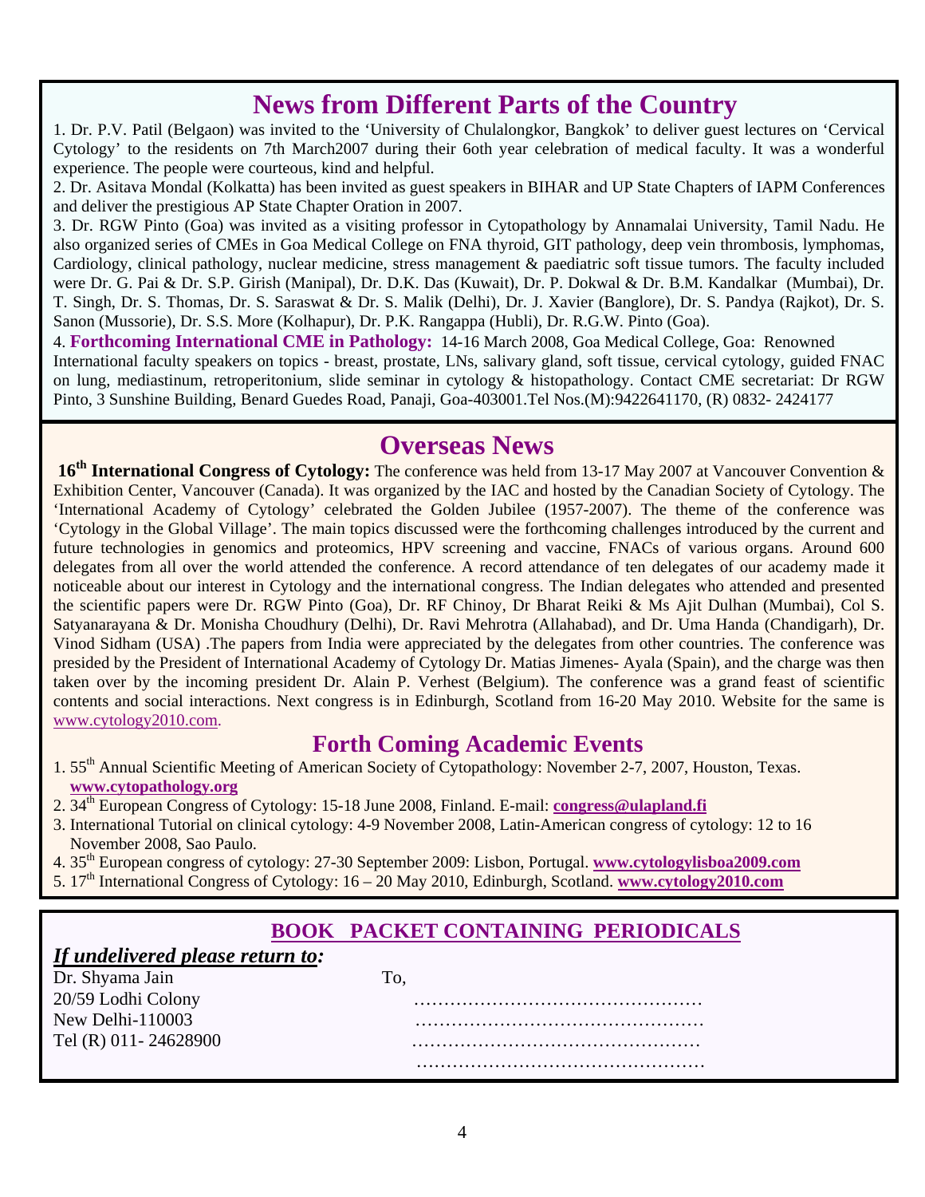## News from Different Parts of the Country

1. Dr. P.V. Patil (Belgaon) was invited to the 'University of Chulalongkor, Bangkok' to deliver guest lectures on 'Cervical Cytology' to the residents on 7th March2007 during their 6oth year celebration of medical faculty. It was a wonderful experience. The people were courteous, kind and helpful.

2. Dr. Asitava Mondal (Kolkatta) has been invited as guest speakers in BIHAR and UP State Chapters of IAPM Conferences and deliver the prestigious AP State Chapter Oration in 2007.

3. Dr. RGW Pinto (Goa) was invited as a visiting professor in Cytopathology by Annamalai University, Tamil Nadu. He also organized series of CMEs in Goa Medical College on FNA thyroid, GIT pathology, deep vein thrombosis, lymphomas, Cardiology, clinical pathology, nuclear medicine, stress management & paediatric soft tissue tumors. The faculty included were Dr. G. Pai & Dr. S.P. Girish (Manipal), Dr. D.K. Das (Kuwait), Dr. P. Dokwal & Dr. B.M. Kandalkar (Mumbai), Dr. T. Singh, Dr. S. Thomas, Dr. S. Saraswat & Dr. S. Malik (Delhi), Dr. J. Xavier (Banglore), Dr. S. Pandya (Rajkot), Dr. S. Sanon (Mussorie), Dr. S.S. More (Kolhapur), Dr. P.K. Rangappa (Hubli), Dr. R.G.W. Pinto (Goa).

4. **Forthcoming International CME in Pathology:** 14-16 March 2008, Goa Medical College, Goa: Renowned International faculty speakers on topics - breast, prostate, LNs, salivary gland, soft tissue, cervical cytology, guided FNAC on lung, mediastinum, retroperitonium, slide seminar in cytology & histopathology. Contact CME secretariat: Dr RGW Pinto, 3 Sunshine Building, Benard Guedes Road, Panaji, Goa-403001.Tel Nos.(M):9422641170, (R) 0832- 2424177

## Overseas News

**16th International Congress of Cytology:** The conference was held from 13-17 May 2007 at Vancouver Convention & Exhibition Center, Vancouver (Canada). It was organized by the IAC and hosted by the Canadian Society of Cytology. The 'International Academy of Cytology' celebrated the Golden Jubilee (1957-2007). The theme of the conference was 'Cytology in the Global Village'. The main topics discussed were the forthcoming challenges introduced by the current and future technologies in genomics and proteomics, HPV screening and vaccine, FNACs of various organs. Around 600 delegates from all over the world attended the conference. A record attendance of ten delegates of our academy made it noticeable about our interest in Cytology and the international congress. The Indian delegates who attended and presented the scientific papers were Dr. RGW Pinto (Goa), Dr. RF Chinoy, Dr Bharat Reiki & Ms Ajit Dulhan (Mumbai), Col S. Satyanarayana & Dr. Monisha Choudhury (Delhi), Dr. Ravi Mehrotra (Allahabad), and Dr. Uma Handa (Chandigarh), Dr. Vinod Sidham (USA) .The papers from India were appreciated by the delegates from other countries. The conference was presided by the President of International Academy of Cytology Dr. Matias Jimenes- Ayala (Spain), and the charge was then taken over by the incoming president Dr. Alain P. Verhest (Belgium). The conference was a grand feast of scientific contents and social interactions. Next congress is in Edinburgh, Scotland from 16-20 May 2010. Website for the same is www.cytology2010.com.

## Forth Coming Academic Events

1. 55th Annual Scientific Meeting of American Society of Cytopathology: November 2-7, 2007, Houston, Texas. **www.cytopathology.org**
2. 34th European Congress of Cytology: 15-18 June 2008, Finland. E-mail: **congress@ulapland.fi**
3. International Tutorial on clinical cytology: 4-9 November 2008, Latin-American congress of cytology: 12 to 16 November 2008, Sao Paulo.
4. 35th European congress of cytology: 27-30 September 2009: Lisbon, Portugal. **www.cytologylisboa2009.com**
5. 17th International Congress of Cytology: 16 – 20 May 2010, Edinburgh, Scotland. **www.cytology2010.com**

**BOOK PACKET CONTAINING PERIODICALS**

***If undelivered please return to:***

Dr. Shyama Jain
20/59 Lodhi Colony
New Delhi-110003
Tel (R) 011- 24628900

To,
…………………………………………
…………………………………………
…………………………………………
…………………………………………